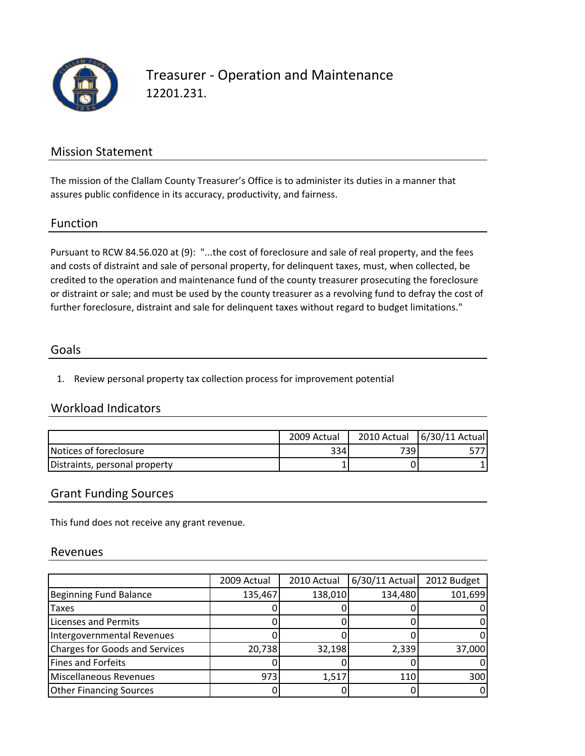# Treasurer - Operation and Maintenance

12201.231.

## Mission Statement

The mission of the Clallam County Treasurer's Office is to administer its duties in a manner that assures public confidence in its accuracy, productivity, and fairness.

## Function

Pursuant to RCW 84.56.020 at (9): "...the cost of foreclosure and sale of real property, and the fees and costs of distraint and sale of personal property, for delinquent taxes, must, when collected, be credited to the operation and maintenance fund of the county treasurer prosecuting the foreclosure or distraint or sale; and must be used by the county treasurer as a revolving fund to defray the cost of further foreclosure, distraint and sale for delinquent taxes without regard to budget limitations."

## Goals

1. Review personal property tax collection process for improvement potential

## Workload Indicators

| | 2009 Actual | 2010 Actual | 6/30/11 Actual |
|---|---|---|---|
| Notices of foreclosure | 334 | 739 | 577 |
| Distraints, personal property | 1 | 0 | 1 |

## Grant Funding Sources

This fund does not receive any grant revenue.

## Revenues

| | 2009 Actual | 2010 Actual | 6/30/11 Actual | 2012 Budget |
|---|---|---|---|---|
| Beginning Fund Balance | 135,467 | 138,010 | 134,480 | 101,699 |
| Taxes | 0 | 0 | 0 | 0 |
| Licenses and Permits | 0 | 0 | 0 | 0 |
| Intergovernmental Revenues | 0 | 0 | 0 | 0 |
| Charges for Goods and Services | 20,738 | 32,198 | 2,339 | 37,000 |
| Fines and Forfeits | 0 | 0 | 0 | 0 |
| Miscellaneous Revenues | 973 | 1,517 | 110 | 300 |
| Other Financing Sources | 0 | 0 | 0 | 0 |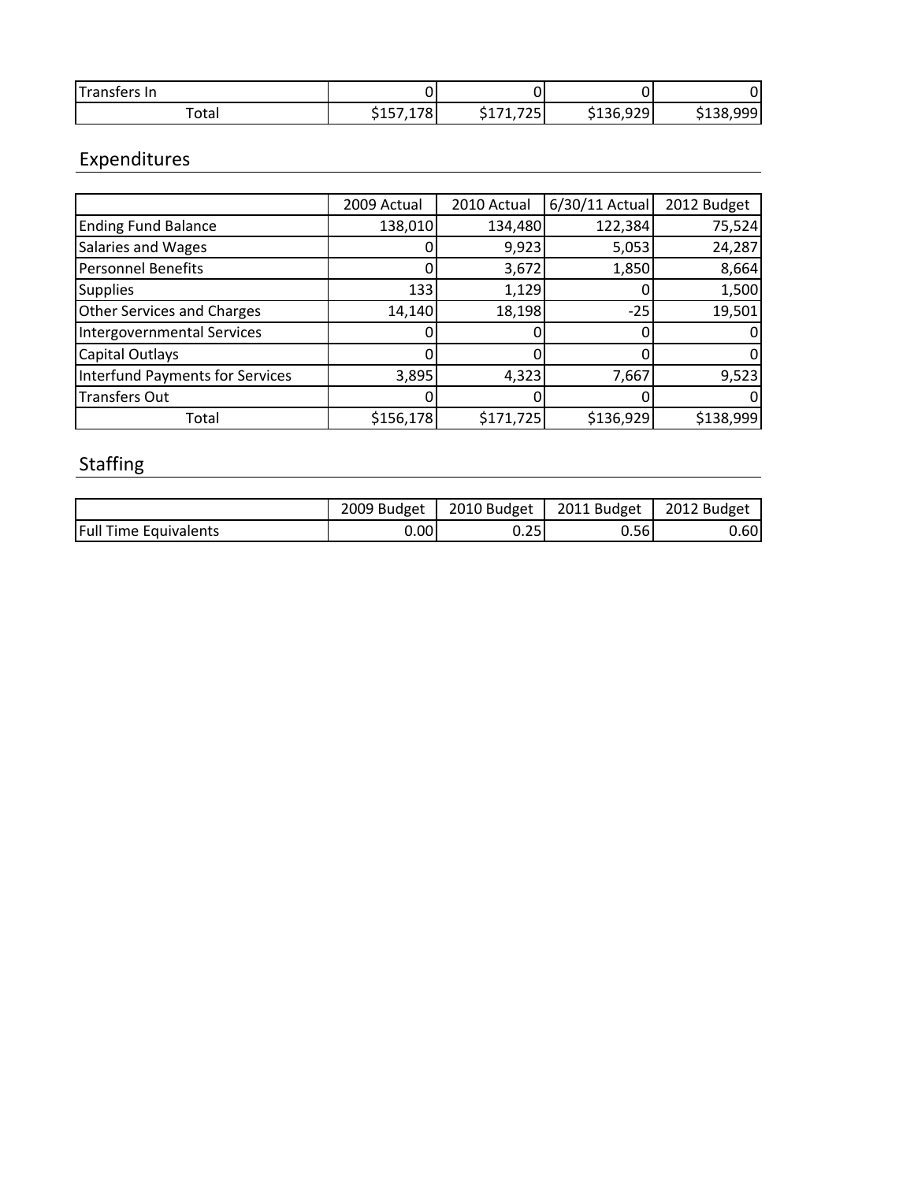| | | | | |
|---|---|---|---|---|
| Transfers In | 0 | 0 | 0 | 0 |
| Total | $157,178 | $171,725 | $136,929 | $138,999 |

## Expenditures

| | 2009 Actual | 2010 Actual | 6/30/11 Actual | 2012 Budget |
|---|---|---|---|---|
| Ending Fund Balance | 138,010 | 134,480 | 122,384 | 75,524 |
| Salaries and Wages | 0 | 9,923 | 5,053 | 24,287 |
| Personnel Benefits | 0 | 3,672 | 1,850 | 8,664 |
| Supplies | 133 | 1,129 | 0 | 1,500 |
| Other Services and Charges | 14,140 | 18,198 | -25 | 19,501 |
| Intergovernmental Services | 0 | 0 | 0 | 0 |
| Capital Outlays | 0 | 0 | 0 | 0 |
| Interfund Payments for Services | 3,895 | 4,323 | 7,667 | 9,523 |
| Transfers Out | 0 | 0 | 0 | 0 |
| Total | $156,178 | $171,725 | $136,929 | $138,999 |

## Staffing

| | 2009 Budget | 2010 Budget | 2011 Budget | 2012 Budget |
|---|---|---|---|---|
| Full Time Equivalents | 0.00 | 0.25 | 0.56 | 0.60 |